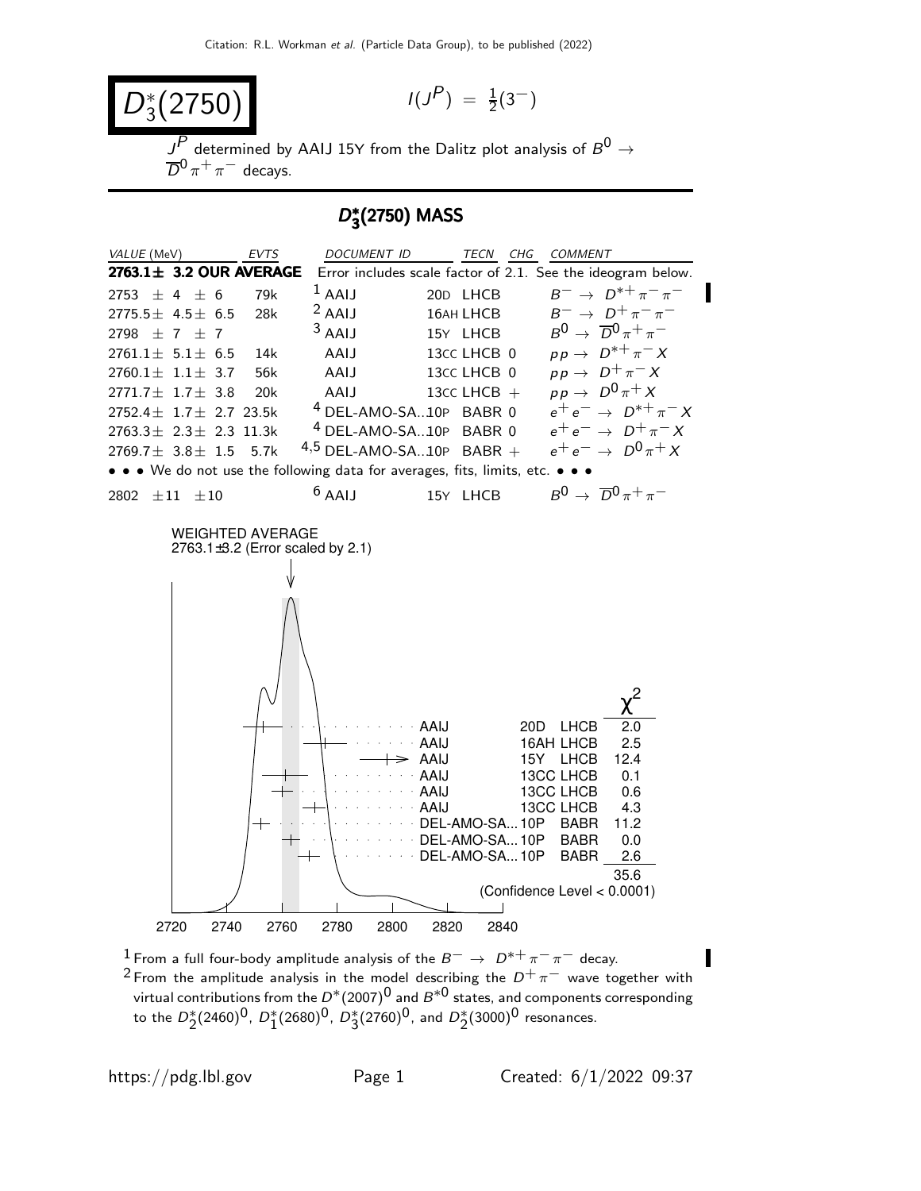# $D_3^*(2750)$

$I(J^P) = \frac{1}{2}(3^-)$

$J^P$ determined by AAIJ 15Y from the Dalitz plot analysis of $B^0 \rightarrow \overline{D}^0 \pi^+ \pi^-$ decays.

## $D_3^*(2750)$ MASS

| VALUE (MeV) | EVTS | DOCUMENT ID | TECN | CHG | COMMENT |
|---|---|---|---|---|---|
| **2763.1± 3.2 OUR AVERAGE** | | Error includes scale factor of 2.1. See the ideogram below. | | | |
| 2753 ± 4 ± 6 | 79k | [1] AAIJ 20D | LHCB | | $B^- \rightarrow D^{*+}\pi^-\pi^-$ |
| 2775.5± 4.5± 6.5 | 28k | [2] AAIJ 16AH | LHCB | | $B^- \rightarrow D^+\pi^-\pi^-$ |
| 2798 ± 7 ± 7 | | [3] AAIJ 15Y | LHCB | | $B^0 \rightarrow \overline{D}^0\pi^+\pi^-$ |
| 2761.1± 5.1± 6.5 | 14k | AAIJ 13CC | LHCB | 0 | $pp \rightarrow D^{*+}\pi^- X$ |
| 2760.1± 1.1± 3.7 | 56k | AAIJ 13CC | LHCB | 0 | $pp \rightarrow D^+\pi^- X$ |
| 2771.7± 1.7± 3.8 | 20k | AAIJ 13CC | LHCB | + | $pp \rightarrow D^0\pi^+ X$ |
| 2752.4± 1.7± 2.7 | 23.5k | [4] DEL-AMO-SA...10P | BABR | 0 | $e^+e^- \rightarrow D^{*+}\pi^- X$ |
| 2763.3± 2.3± 2.3 | 11.3k | [4] DEL-AMO-SA...10P | BABR | 0 | $e^+e^- \rightarrow D^+\pi^- X$ |
| 2769.7± 3.8± 1.5 | 5.7k | [4,5] DEL-AMO-SA...10P | BABR | + | $e^+e^- \rightarrow D^0\pi^+ X$ |
| • • • We do not use the following data for averages, fits, limits, etc. • • • | | | | | |
| 2802 ±11 ±10 | | [6] AAIJ 15Y | LHCB | | $B^0 \rightarrow \overline{D}^0\pi^+\pi^-$ |

WEIGHTED AVERAGE
2763.1±3.2 (Error scaled by 2.1)

| Document | | TECN | $\chi^2$ |
|---|---|---|---|
| AAIJ | 20D | LHCB | 2.0 |
| AAIJ | 16AH | LHCB | 2.5 |
| AAIJ | 15Y | LHCB | 12.4 |
| AAIJ | 13CC | LHCB | 0.1 |
| AAIJ | 13CC | LHCB | 0.6 |
| AAIJ | 13CC | LHCB | 4.3 |
| DEL-AMO-SA... | 10P | BABR | 11.2 |
| DEL-AMO-SA... | 10P | BABR | 0.0 |
| DEL-AMO-SA... | 10P | BABR | 2.6 |
| | | | 35.6 |

(Confidence Level < 0.0001)

[1] From a full four-body amplitude analysis of the $B^- \rightarrow D^{*+}\pi^-\pi^-$ decay.

[2] From the amplitude analysis in the model describing the $D^+\pi^-$ wave together with virtual contributions from the $D^*(2007)^0$ and $B^{*0}$ states, and components corresponding to the $D_2^*(2460)^0$, $D_1^*(2680)^0$, $D_3^*(2760)^0$, and $D_2^*(3000)^0$ resonances.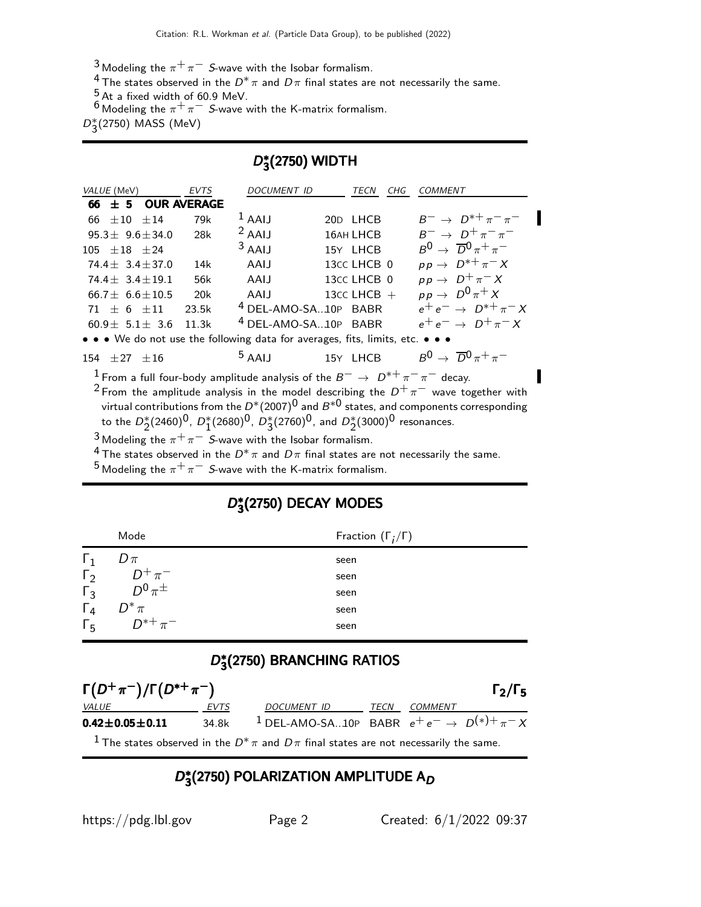[3] Modeling the $\pi^+\pi^-$ $S$-wave with the Isobar formalism.
[4] The states observed in the $D^*\pi$ and $D\pi$ final states are not necessarily the same.
[5] At a fixed width of 60.9 MeV.
[6] Modeling the $\pi^+\pi^-$ $S$-wave with the K-matrix formalism.

$D_3^*(2750)$ MASS (MeV)

## $D_3^*(2750)$ WIDTH

| VALUE (MeV) | EVTS | DOCUMENT ID | | TECN | CHG | COMMENT |
|---|---|---|---|---|---|---|
| **66 ± 5 OUR AVERAGE** | | | | | | |
| 66 ±10 ±14 | 79k | [1] AAIJ | 20D | LHCB | | $B^- \to D^{*+}\pi^-\pi^-$ |
| 95.3± 9.6±34.0 | 28k | [2] AAIJ | 16AH | LHCB | | $B^- \to D^+\pi^-\pi^-$ |
| 105 ±18 ±24 | | [3] AAIJ | 15Y | LHCB | | $B^0 \to \overline{D}^0\pi^+\pi^-$ |
| 74.4± 3.4±37.0 | 14k | AAIJ | 13CC | LHCB | 0 | $pp \to D^{*+}\pi^- X$ |
| 74.4± 3.4±19.1 | 56k | AAIJ | 13CC | LHCB | 0 | $pp \to D^+\pi^- X$ |
| 66.7± 6.6±10.5 | 20k | AAIJ | 13CC | LHCB | + | $pp \to D^0\pi^+ X$ |
| 71 ± 6 ±11 | 23.5k | [4] DEL-AMO-SA...10P | | BABR | | $e^+e^- \to D^{*+}\pi^- X$ |
| 60.9± 5.1± 3.6 | 11.3k | [4] DEL-AMO-SA...10P | | BABR | | $e^+e^- \to D^+\pi^- X$ |
| • • • We do not use the following data for averages, fits, limits, etc. • • • | | | | | | |
| 154 ±27 ±16 | | [5] AAIJ | 15Y | LHCB | | $B^0 \to \overline{D}^0\pi^+\pi^-$ |

[1] From a full four-body amplitude analysis of the $B^- \to D^{*+}\pi^-\pi^-$ decay.
[2] From the amplitude analysis in the model describing the $D^+\pi^-$ wave together with virtual contributions from the $D^*(2007)^0$ and $B^{*0}$ states, and components corresponding to the $D_2^*(2460)^0$, $D_1^*(2680)^0$, $D_3^*(2760)^0$, and $D_2^*(3000)^0$ resonances.
[3] Modeling the $\pi^+\pi^-$ $S$-wave with the Isobar formalism.
[4] The states observed in the $D^*\pi$ and $D\pi$ final states are not necessarily the same.
[5] Modeling the $\pi^+\pi^-$ $S$-wave with the K-matrix formalism.

## $D_3^*(2750)$ DECAY MODES

| | Mode | Fraction $(\Gamma_i/\Gamma)$ |
|---|---|---|
| $\Gamma_1$ | $D\pi$ | seen |
| $\Gamma_2$ | $D^+\pi^-$ | seen |
| $\Gamma_3$ | $D^0\pi^\pm$ | seen |
| $\Gamma_4$ | $D^*\pi$ | seen |
| $\Gamma_5$ | $D^{*+}\pi^-$ | seen |

## $D_3^*(2750)$ BRANCHING RATIOS

**$\Gamma(D^+\pi^-)/\Gamma(D^{*+}\pi^-)$** $\qquad \Gamma_2/\Gamma_5$

| VALUE | EVTS | DOCUMENT ID | TECN | COMMENT |
|---|---|---|---|---|
| **0.42±0.05±0.11** | 34.8k | [1] DEL-AMO-SA...10P | BABR | $e^+e^- \to D^{(*)+}\pi^- X$ |

[1] The states observed in the $D^*\pi$ and $D\pi$ final states are not necessarily the same.

## $D_3^*(2750)$ POLARIZATION AMPLITUDE $A_D$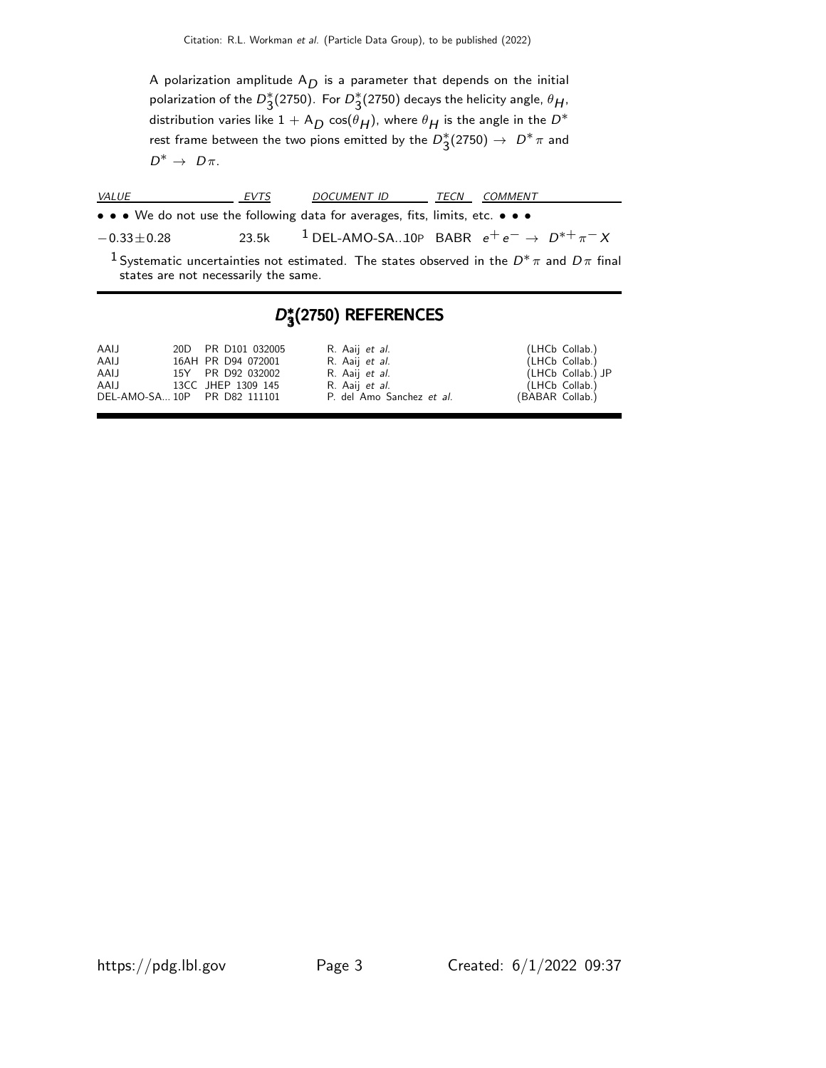A polarization amplitude $A_D$ is a parameter that depends on the initial polarization of the $D_3^*(2750)$. For $D_3^*(2750)$ decays the helicity angle, $\theta_H$, distribution varies like $1 + A_D \cos(\theta_H)$, where $\theta_H$ is the angle in the $D^*$ rest frame between the two pions emitted by the $D_3^*(2750) \rightarrow D^* \pi$ and $D^* \rightarrow D\pi$.

| VALUE | EVTS | DOCUMENT ID | TECN | COMMENT |
|---|---|---|---|---|
| • • • We do not use the following data for averages, fits, limits, etc. • • • | | | | |
| $-0.33 \pm 0.28$ | 23.5k | [1] DEL-AMO-SA..10P | BABR | $e^+ e^- \rightarrow D^{*+} \pi^- X$ |

[1] Systematic uncertainties not estimated. The states observed in the $D^* \pi$ and $D \pi$ final states are not necessarily the same.

## $D_3^*(2750)$ REFERENCES

| | | | | |
|---|---|---|---|---|
| AAIJ | 20D | PR D101 032005 | R. Aaij *et al.* | (LHCb Collab.) |
| AAIJ | 16AH | PR D94 072001 | R. Aaij *et al.* | (LHCb Collab.) |
| AAIJ | 15Y | PR D92 032002 | R. Aaij *et al.* | (LHCb Collab.) JP |
| AAIJ | 13CC | JHEP 1309 145 | R. Aaij *et al.* | (LHCb Collab.) |
| DEL-AMO-SA... | 10P | PR D82 111101 | P. del Amo Sanchez *et al.* | (BABAR Collab.) |